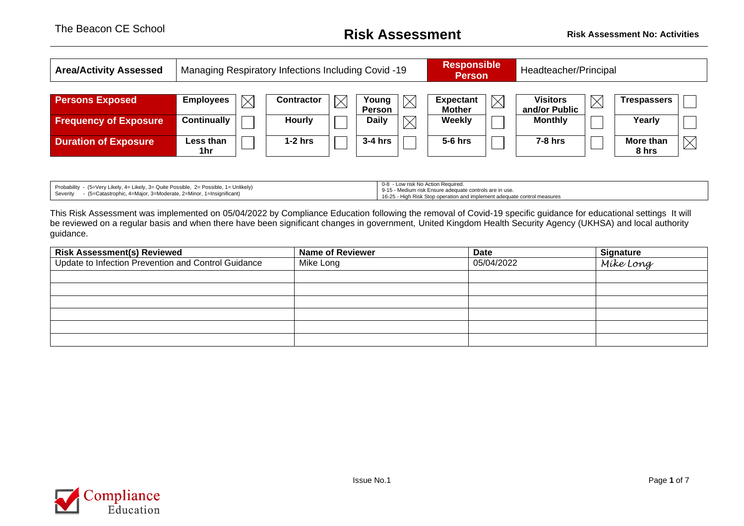# Risk Assessment

The Beacon CE School

**Risk Assessment No: Activities**

| **Area/Activity Assessed** | Managing Respiratory Infections Including Covid -19 | **Responsible Person** | Headteacher/Principal |
|---|---|---|---|

| **Persons Exposed** | **Employees** | ☒ | **Contractor** | ☒ | **Young Person** | ☒ | **Expectant Mother** | ☒ | **Visitors and/or Public** | ☒ | **Trespassers** | ☐ |
|---|---|---|---|---|---|---|---|---|---|---|---|---|
| **Frequency of Exposure** | **Continually** | ☐ | **Hourly** | ☐ | **Daily** | ☒ | **Weekly** | ☐ | **Monthly** | ☐ | **Yearly** | ☐ |
| **Duration of Exposure** | **Less than 1hr** | ☐ | **1-2 hrs** | ☐ | **3-4 hrs** | ☐ | **5-6 hrs** | ☐ | **7-8 hrs** | ☐ | **More than 8 hrs** | ☒ |

| Probability - (5=Very Likely, 4= Likely, 3= Quite Possible, 2= Possible, 1= Unlikely)<br>Severity - (5=Catastrophic, 4=Major, 3=Moderate, 2=Minor, 1=Insignificant) | 0-8 - Low risk No Action Required.<br>9-15 - Medium risk Ensure adequate controls are in use.<br>16-25 - High Risk Stop operation and implement adequate control measures |
|---|---|

This Risk Assessment was implemented on 05/04/2022 by Compliance Education following the removal of Covid-19 specific guidance for educational settings It will be reviewed on a regular basis and when there have been significant changes in government, United Kingdom Health Security Agency (UKHSA) and local authority guidance.

| Risk Assessment(s) Reviewed | Name of Reviewer | Date | Signature |
|---|---|---|---|
| Update to Infection Prevention and Control Guidance | Mike Long | 05/04/2022 | *Mike Long* |
| | | | |
| | | | |
| | | | |
| | | | |
| | | | |
| | | | |

Issue No.1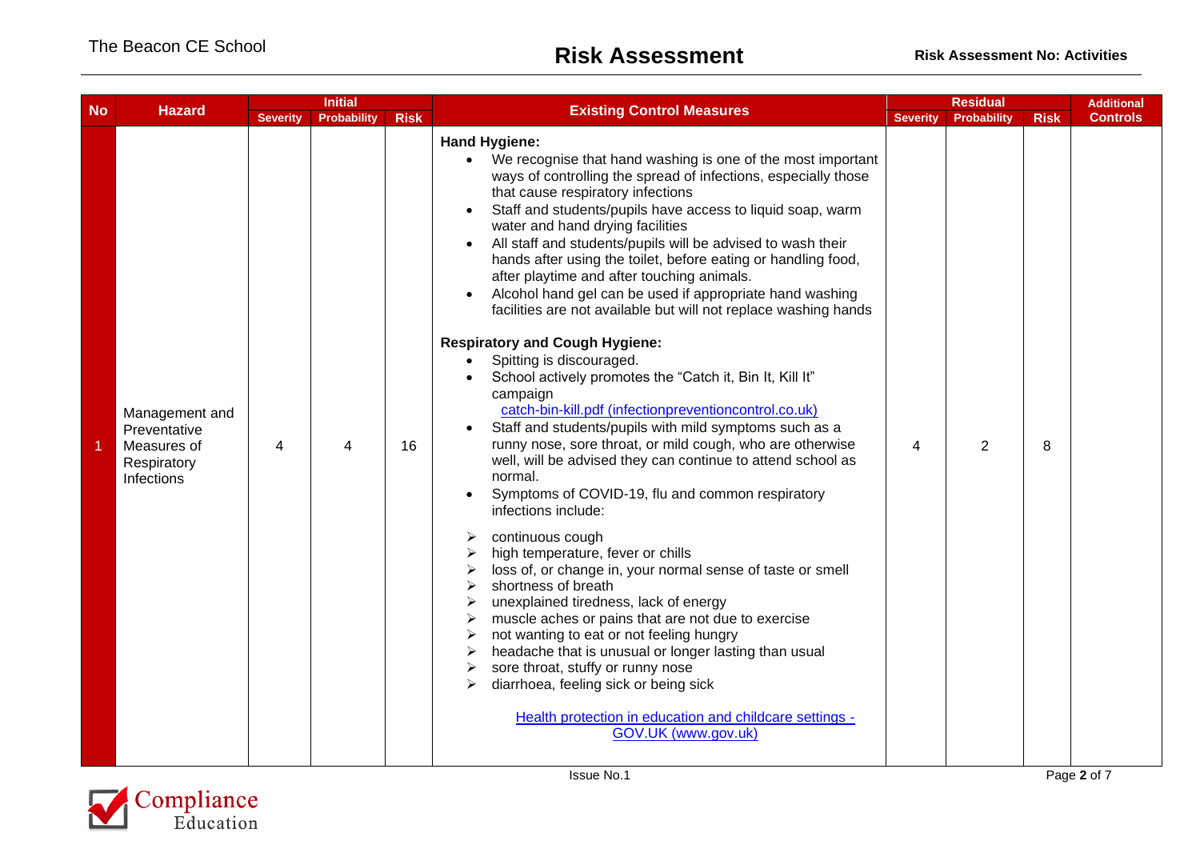| No | Hazard | Initial | | | Existing Control Measures | Residual | | | Additional Controls |
|---|---|---|---|---|---|---|---|---|---|
| | | Severity | Probability | Risk | | Severity | Probability | Risk | |
| 1 | Management and Preventative Measures of Respiratory Infections | 4 | 4 | 16 | **Hand Hygiene:**<br>• We recognise that hand washing is one of the most important ways of controlling the spread of infections, especially those that cause respiratory infections<br>• Staff and students/pupils have access to liquid soap, warm water and hand drying facilities<br>• All staff and students/pupils will be advised to wash their hands after using the toilet, before eating or handling food, after playtime and after touching animals.<br>• Alcohol hand gel can be used if appropriate hand washing facilities are not available but will not replace washing hands<br><br>**Respiratory and Cough Hygiene:**<br>• Spitting is discouraged.<br>• School actively promotes the "Catch it, Bin It, Kill It" campaign catch-bin-kill.pdf (infectionpreventioncontrol.co.uk)<br>• Staff and students/pupils with mild symptoms such as a runny nose, sore throat, or mild cough, who are otherwise well, will be advised they can continue to attend school as normal.<br>• Symptoms of COVID-19, flu and common respiratory infections include:<br>➢ continuous cough<br>➢ high temperature, fever or chills<br>➢ loss of, or change in, your normal sense of taste or smell<br>➢ shortness of breath<br>➢ unexplained tiredness, lack of energy<br>➢ muscle aches or pains that are not due to exercise<br>➢ not wanting to eat or not feeling hungry<br>➢ headache that is unusual or longer lasting than usual<br>➢ sore throat, stuffy or runny nose<br>➢ diarrhoea, feeling sick or being sick<br><br>Health protection in education and childcare settings - GOV.UK (www.gov.uk) | 4 | 2 | 8 | |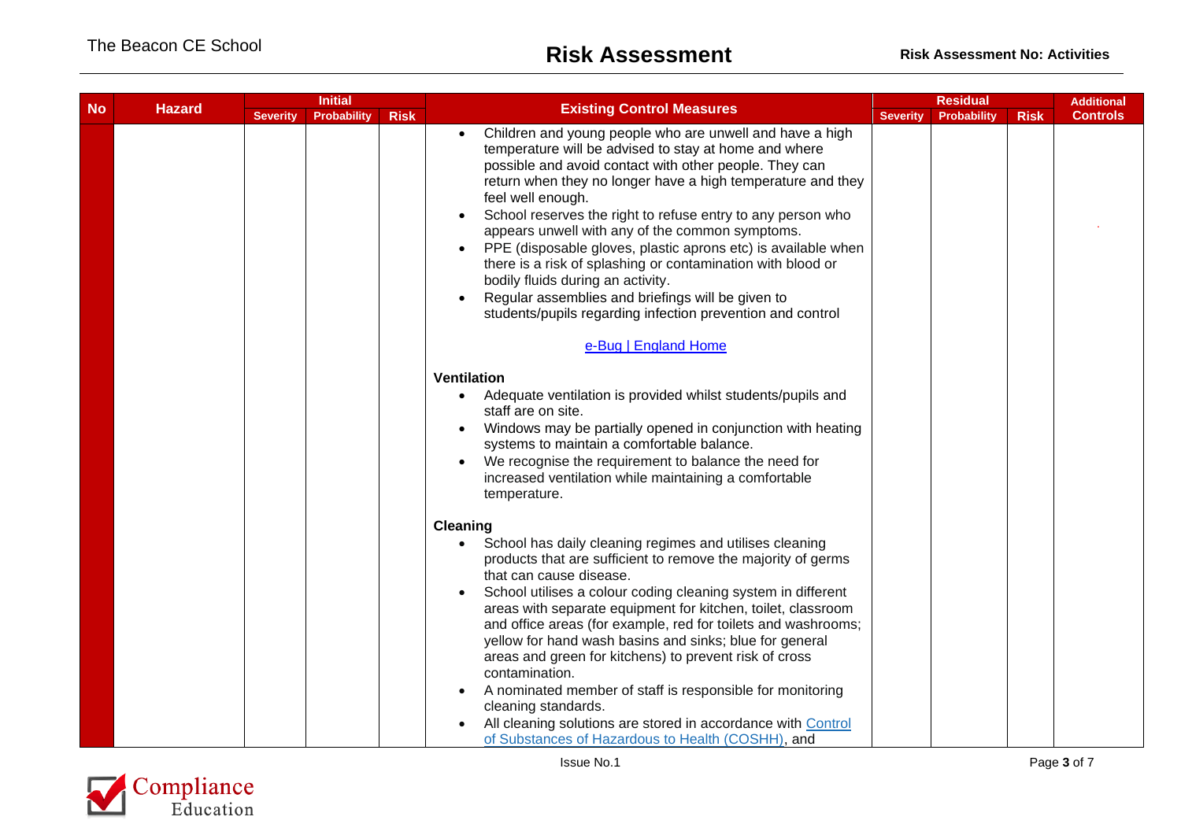| No | Hazard | Initial | | | Existing Control Measures | Residual | | | Additional Controls |
|---|---|---|---|---|---|---|---|---|---|
| | | Severity | Probability | Risk | | Severity | Probability | Risk | |
| | | | | | • Children and young people who are unwell and have a high temperature will be advised to stay at home and where possible and avoid contact with other people. They can return when they no longer have a high temperature and they feel well enough.<br>• School reserves the right to refuse entry to any person who appears unwell with any of the common symptoms.<br>• PPE (disposable gloves, plastic aprons etc) is available when there is a risk of splashing or contamination with blood or bodily fluids during an activity.<br>• Regular assemblies and briefings will be given to students/pupils regarding infection prevention and control<br><br>e-Bug \| England Home<br><br>**Ventilation**<br>• Adequate ventilation is provided whilst students/pupils and staff are on site.<br>• Windows may be partially opened in conjunction with heating systems to maintain a comfortable balance.<br>• We recognise the requirement to balance the need for increased ventilation while maintaining a comfortable temperature.<br><br>**Cleaning**<br>• School has daily cleaning regimes and utilises cleaning products that are sufficient to remove the majority of germs that can cause disease.<br>• School utilises a colour coding cleaning system in different areas with separate equipment for kitchen, toilet, classroom and office areas (for example, red for toilets and washrooms; yellow for hand wash basins and sinks; blue for general areas and green for kitchens) to prevent risk of cross contamination.<br>• A nominated member of staff is responsible for monitoring cleaning standards.<br>• All cleaning solutions are stored in accordance with Control of Substances of Hazardous to Health (COSHH), and | | | | |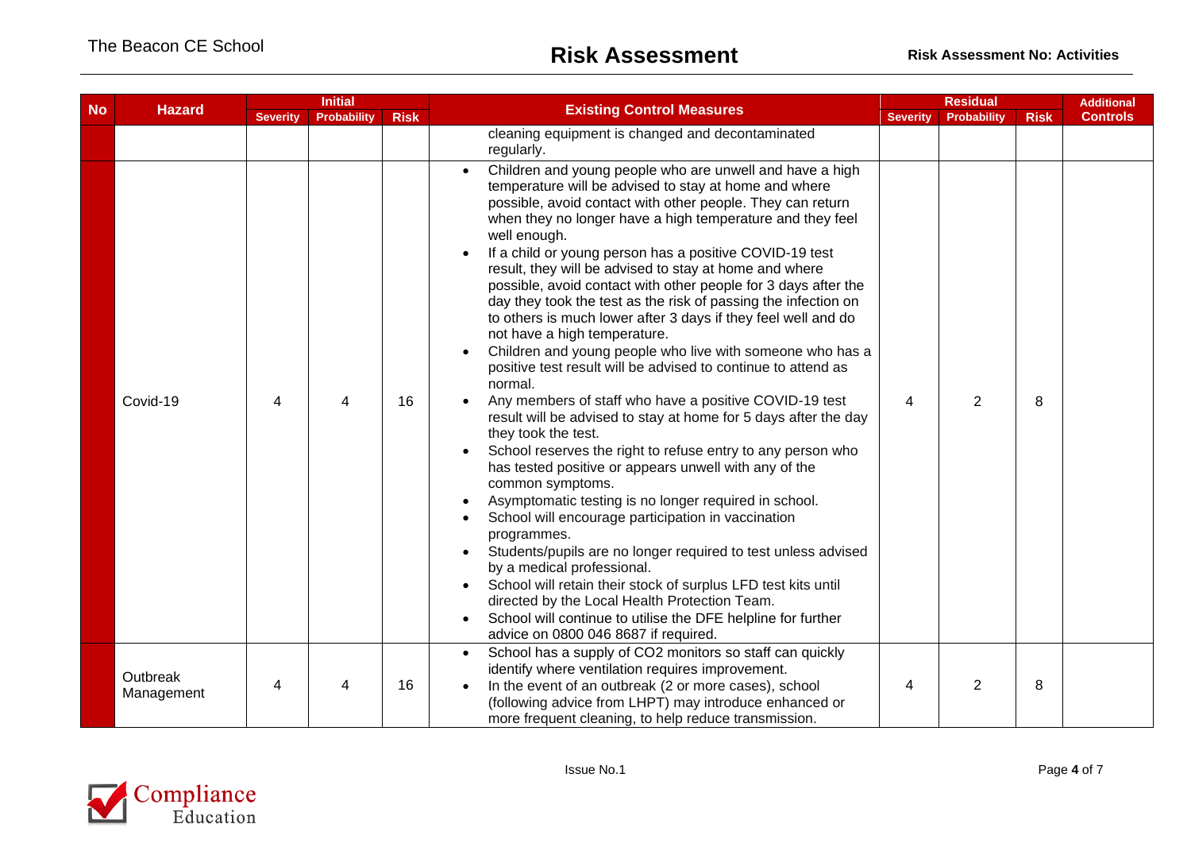| No | Hazard | Initial | | | Existing Control Measures | Residual | | | Additional Controls |
|---|---|---|---|---|---|---|---|---|---|
| | | Severity | Probability | Risk | | Severity | Probability | Risk | |
| | | | | | cleaning equipment is changed and decontaminated regularly. | | | | |
| | Covid-19 | 4 | 4 | 16 | • Children and young people who are unwell and have a high temperature will be advised to stay at home and where possible, avoid contact with other people. They can return when they no longer have a high temperature and they feel well enough.<br>• If a child or young person has a positive COVID-19 test result, they will be advised to stay at home and where possible, avoid contact with other people for 3 days after the day they took the test as the risk of passing the infection on to others is much lower after 3 days if they feel well and do not have a high temperature.<br>• Children and young people who live with someone who has a positive test result will be advised to continue to attend as normal.<br>• Any members of staff who have a positive COVID-19 test result will be advised to stay at home for 5 days after the day they took the test.<br>• School reserves the right to refuse entry to any person who has tested positive or appears unwell with any of the common symptoms.<br>• Asymptomatic testing is no longer required in school.<br>• School will encourage participation in vaccination programmes.<br>• Students/pupils are no longer required to test unless advised by a medical professional.<br>• School will retain their stock of surplus LFD test kits until directed by the Local Health Protection Team.<br>• School will continue to utilise the DFE helpline for further advice on 0800 046 8687 if required. | 4 | 2 | 8 | |
| | Outbreak Management | 4 | 4 | 16 | • School has a supply of CO2 monitors so staff can quickly identify where ventilation requires improvement.<br>• In the event of an outbreak (2 or more cases), school (following advice from LHPT) may introduce enhanced or more frequent cleaning, to help reduce transmission. | 4 | 2 | 8 | |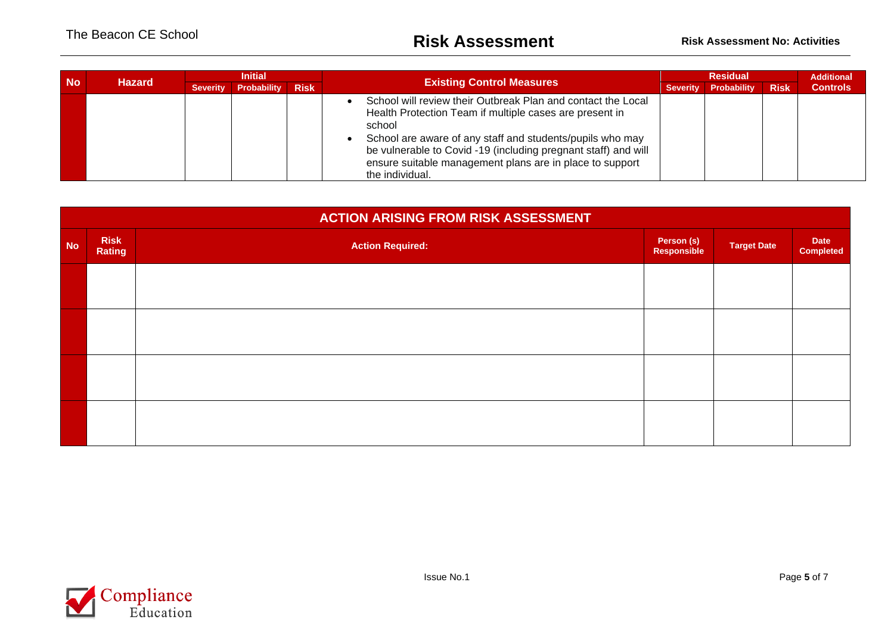| No | Hazard | Initial | | | Existing Control Measures | Residual | | | Additional Controls |
|---|---|---|---|---|---|---|---|---|---|
| | | Severity | Probability | Risk | | Severity | Probability | Risk | |
| | | | | | • School will review their Outbreak Plan and contact the Local Health Protection Team if multiple cases are present in school<br>• School are aware of any staff and students/pupils who may be vulnerable to Covid -19 (including pregnant staff) and will ensure suitable management plans are in place to support the individual. | | | | |

## ACTION ARISING FROM RISK ASSESSMENT

| No | Risk Rating | Action Required: | Person (s) Responsible | Target Date | Date Completed |
|---|---|---|---|---|---|
| | | | | | |
| | | | | | |
| | | | | | |
| | | | | | |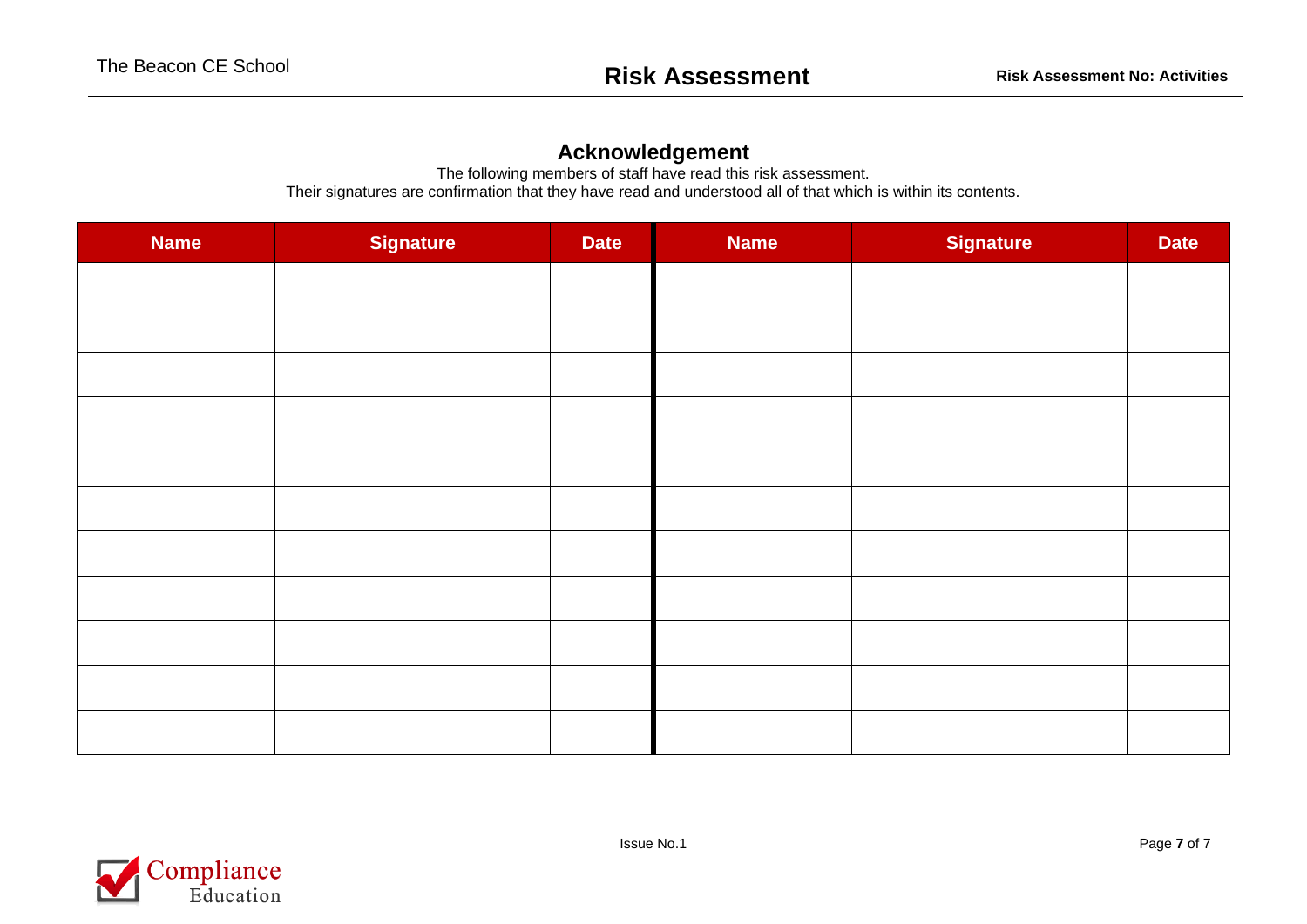## Acknowledgement

The following members of staff have read this risk assessment.
Their signatures are confirmation that they have read and understood all of that which is within its contents.

| Name | Signature | Date | Name | Signature | Date |
|---|---|---|---|---|---|
| | | | | | |
| | | | | | |
| | | | | | |
| | | | | | |
| | | | | | |
| | | | | | |
| | | | | | |
| | | | | | |
| | | | | | |
| | | | | | |
| | | | | | |